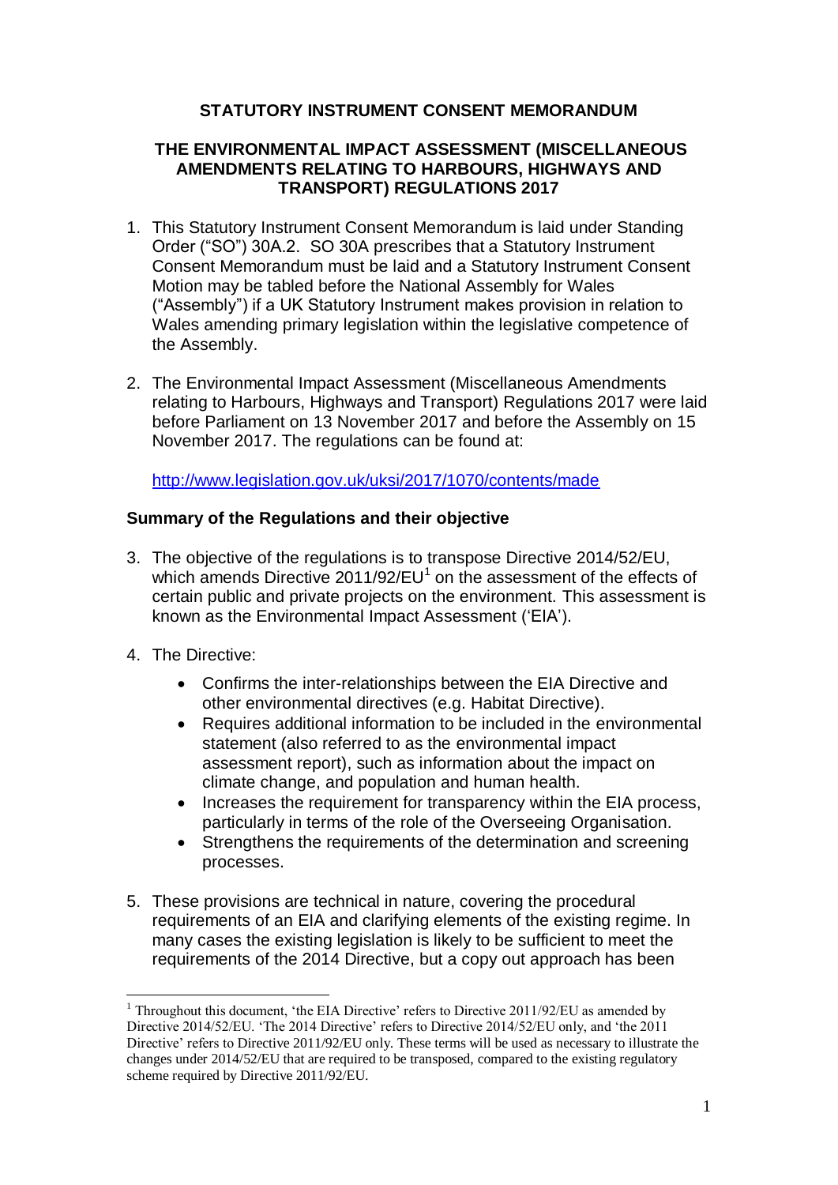# STATUTORY INSTRUMENT CONSENT MEMORANDUM

## THE ENVIRONMENTAL IMPACT ASSESSMENT (MISCELLANEOUS AMENDMENTS RELATING TO HARBOURS, HIGHWAYS AND TRANSPORT) REGULATIONS 2017

1. This Statutory Instrument Consent Memorandum is laid under Standing Order ("SO") 30A.2. SO 30A prescribes that a Statutory Instrument Consent Memorandum must be laid and a Statutory Instrument Consent Motion may be tabled before the National Assembly for Wales ("Assembly") if a UK Statutory Instrument makes provision in relation to Wales amending primary legislation within the legislative competence of the Assembly.

2. The Environmental Impact Assessment (Miscellaneous Amendments relating to Harbours, Highways and Transport) Regulations 2017 were laid before Parliament on 13 November 2017 and before the Assembly on 15 November 2017. The regulations can be found at:

   http://www.legislation.gov.uk/uksi/2017/1070/contents/made

### Summary of the Regulations and their objective

3. The objective of the regulations is to transpose Directive 2014/52/EU, which amends Directive 2011/92/EU[1] on the assessment of the effects of certain public and private projects on the environment. This assessment is known as the Environmental Impact Assessment ('EIA').

4. The Directive:
   - Confirms the inter-relationships between the EIA Directive and other environmental directives (e.g. Habitat Directive).
   - Requires additional information to be included in the environmental statement (also referred to as the environmental impact assessment report), such as information about the impact on climate change, and population and human health.
   - Increases the requirement for transparency within the EIA process, particularly in terms of the role of the Overseeing Organisation.
   - Strengthens the requirements of the determination and screening processes.

5. These provisions are technical in nature, covering the procedural requirements of an EIA and clarifying elements of the existing regime. In many cases the existing legislation is likely to be sufficient to meet the requirements of the 2014 Directive, but a copy out approach has been

[1] Throughout this document, 'the EIA Directive' refers to Directive 2011/92/EU as amended by Directive 2014/52/EU. 'The 2014 Directive' refers to Directive 2014/52/EU only, and 'the 2011 Directive' refers to Directive 2011/92/EU only. These terms will be used as necessary to illustrate the changes under 2014/52/EU that are required to be transposed, compared to the existing regulatory scheme required by Directive 2011/92/EU.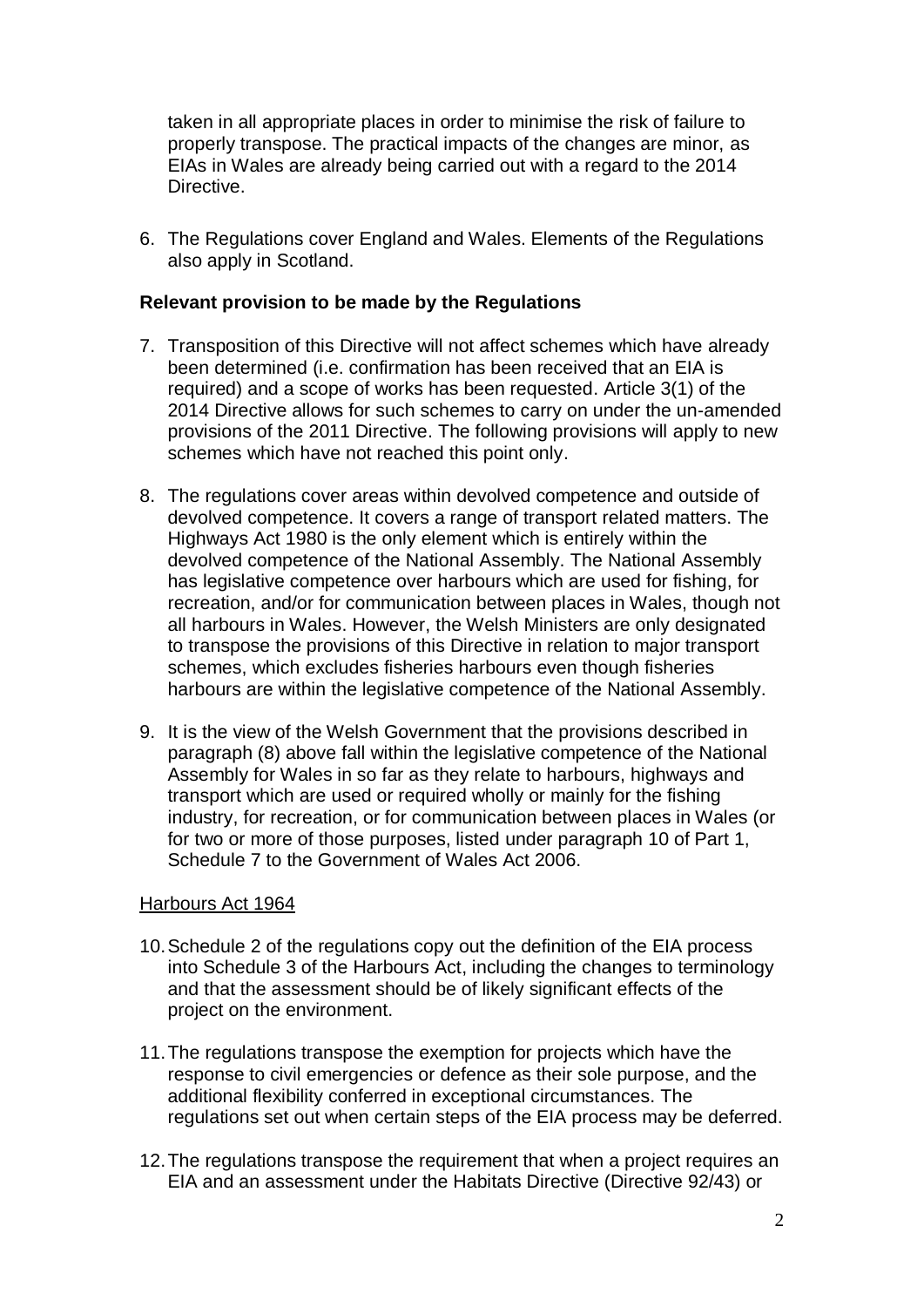taken in all appropriate places in order to minimise the risk of failure to properly transpose. The practical impacts of the changes are minor, as EIAs in Wales are already being carried out with a regard to the 2014 Directive.

6. The Regulations cover England and Wales. Elements of the Regulations also apply in Scotland.

**Relevant provision to be made by the Regulations**

7. Transposition of this Directive will not affect schemes which have already been determined (i.e. confirmation has been received that an EIA is required) and a scope of works has been requested. Article 3(1) of the 2014 Directive allows for such schemes to carry on under the un-amended provisions of the 2011 Directive. The following provisions will apply to new schemes which have not reached this point only.

8. The regulations cover areas within devolved competence and outside of devolved competence. It covers a range of transport related matters. The Highways Act 1980 is the only element which is entirely within the devolved competence of the National Assembly. The National Assembly has legislative competence over harbours which are used for fishing, for recreation, and/or for communication between places in Wales, though not all harbours in Wales. However, the Welsh Ministers are only designated to transpose the provisions of this Directive in relation to major transport schemes, which excludes fisheries harbours even though fisheries harbours are within the legislative competence of the National Assembly.

9. It is the view of the Welsh Government that the provisions described in paragraph (8) above fall within the legislative competence of the National Assembly for Wales in so far as they relate to harbours, highways and transport which are used or required wholly or mainly for the fishing industry, for recreation, or for communication between places in Wales (or for two or more of those purposes, listed under paragraph 10 of Part 1, Schedule 7 to the Government of Wales Act 2006.

<u>Harbours Act 1964</u>

10. Schedule 2 of the regulations copy out the definition of the EIA process into Schedule 3 of the Harbours Act, including the changes to terminology and that the assessment should be of likely significant effects of the project on the environment.

11. The regulations transpose the exemption for projects which have the response to civil emergencies or defence as their sole purpose, and the additional flexibility conferred in exceptional circumstances. The regulations set out when certain steps of the EIA process may be deferred.

12. The regulations transpose the requirement that when a project requires an EIA and an assessment under the Habitats Directive (Directive 92/43) or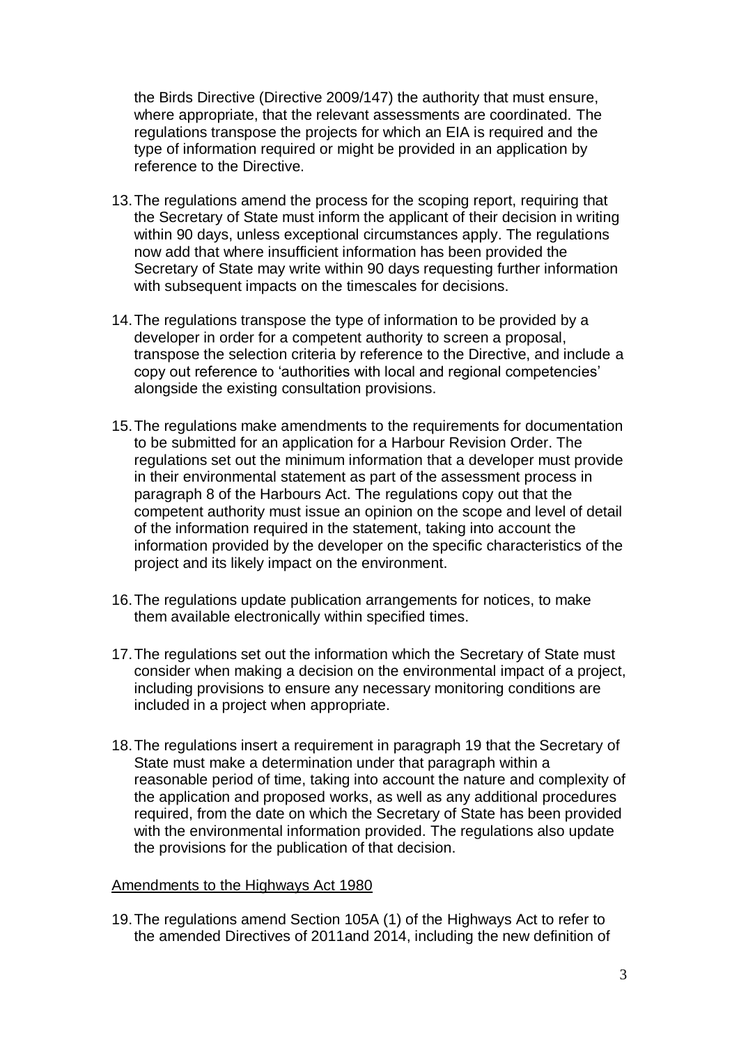the Birds Directive (Directive 2009/147) the authority that must ensure, where appropriate, that the relevant assessments are coordinated. The regulations transpose the projects for which an EIA is required and the type of information required or might be provided in an application by reference to the Directive.

13. The regulations amend the process for the scoping report, requiring that the Secretary of State must inform the applicant of their decision in writing within 90 days, unless exceptional circumstances apply. The regulations now add that where insufficient information has been provided the Secretary of State may write within 90 days requesting further information with subsequent impacts on the timescales for decisions.

14. The regulations transpose the type of information to be provided by a developer in order for a competent authority to screen a proposal, transpose the selection criteria by reference to the Directive, and include a copy out reference to 'authorities with local and regional competencies' alongside the existing consultation provisions.

15. The regulations make amendments to the requirements for documentation to be submitted for an application for a Harbour Revision Order. The regulations set out the minimum information that a developer must provide in their environmental statement as part of the assessment process in paragraph 8 of the Harbours Act. The regulations copy out that the competent authority must issue an opinion on the scope and level of detail of the information required in the statement, taking into account the information provided by the developer on the specific characteristics of the project and its likely impact on the environment.

16. The regulations update publication arrangements for notices, to make them available electronically within specified times.

17. The regulations set out the information which the Secretary of State must consider when making a decision on the environmental impact of a project, including provisions to ensure any necessary monitoring conditions are included in a project when appropriate.

18. The regulations insert a requirement in paragraph 19 that the Secretary of State must make a determination under that paragraph within a reasonable period of time, taking into account the nature and complexity of the application and proposed works, as well as any additional procedures required, from the date on which the Secretary of State has been provided with the environmental information provided. The regulations also update the provisions for the publication of that decision.

Amendments to the Highways Act 1980

19. The regulations amend Section 105A (1) of the Highways Act to refer to the amended Directives of 2011and 2014, including the new definition of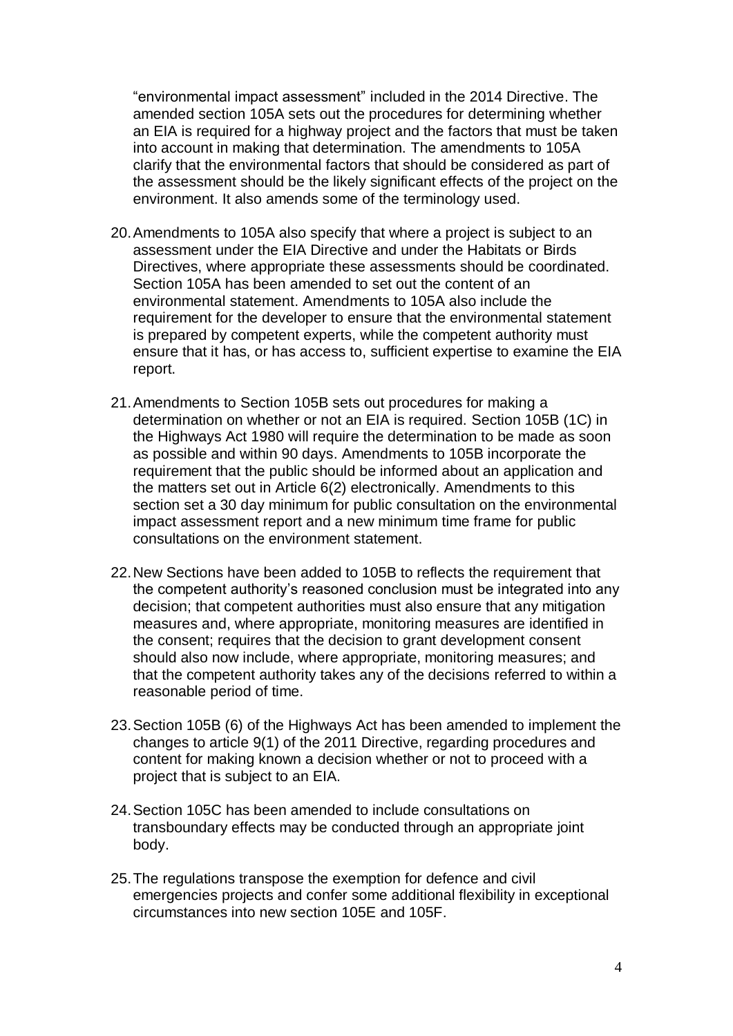"environmental impact assessment" included in the 2014 Directive. The amended section 105A sets out the procedures for determining whether an EIA is required for a highway project and the factors that must be taken into account in making that determination. The amendments to 105A clarify that the environmental factors that should be considered as part of the assessment should be the likely significant effects of the project on the environment. It also amends some of the terminology used.

20. Amendments to 105A also specify that where a project is subject to an assessment under the EIA Directive and under the Habitats or Birds Directives, where appropriate these assessments should be coordinated. Section 105A has been amended to set out the content of an environmental statement. Amendments to 105A also include the requirement for the developer to ensure that the environmental statement is prepared by competent experts, while the competent authority must ensure that it has, or has access to, sufficient expertise to examine the EIA report.

21. Amendments to Section 105B sets out procedures for making a determination on whether or not an EIA is required. Section 105B (1C) in the Highways Act 1980 will require the determination to be made as soon as possible and within 90 days. Amendments to 105B incorporate the requirement that the public should be informed about an application and the matters set out in Article 6(2) electronically. Amendments to this section set a 30 day minimum for public consultation on the environmental impact assessment report and a new minimum time frame for public consultations on the environment statement.

22. New Sections have been added to 105B to reflects the requirement that the competent authority's reasoned conclusion must be integrated into any decision; that competent authorities must also ensure that any mitigation measures and, where appropriate, monitoring measures are identified in the consent; requires that the decision to grant development consent should also now include, where appropriate, monitoring measures; and that the competent authority takes any of the decisions referred to within a reasonable period of time.

23. Section 105B (6) of the Highways Act has been amended to implement the changes to article 9(1) of the 2011 Directive, regarding procedures and content for making known a decision whether or not to proceed with a project that is subject to an EIA.

24. Section 105C has been amended to include consultations on transboundary effects may be conducted through an appropriate joint body.

25. The regulations transpose the exemption for defence and civil emergencies projects and confer some additional flexibility in exceptional circumstances into new section 105E and 105F.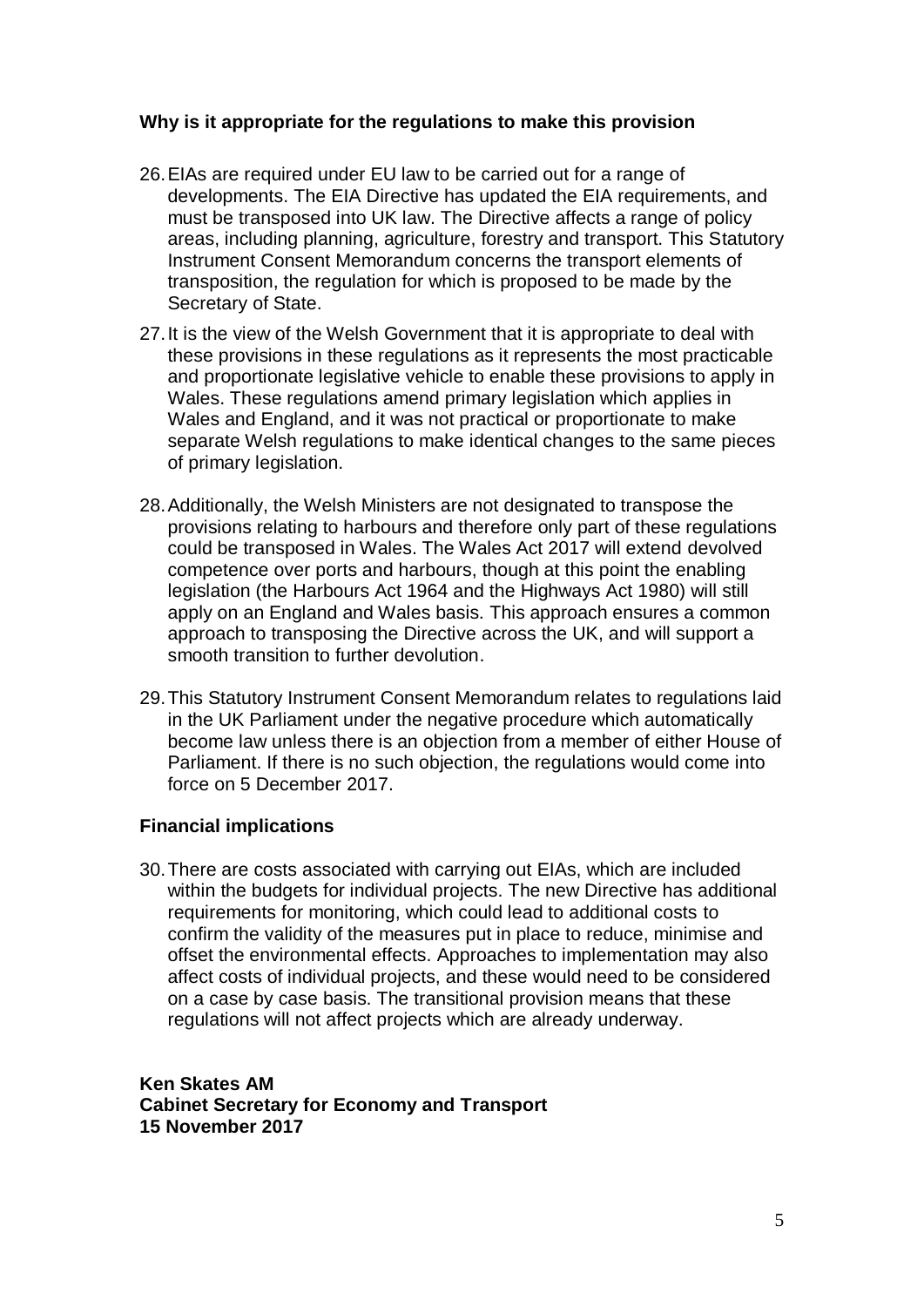**Why is it appropriate for the regulations to make this provision**

26. EIAs are required under EU law to be carried out for a range of developments. The EIA Directive has updated the EIA requirements, and must be transposed into UK law. The Directive affects a range of policy areas, including planning, agriculture, forestry and transport. This Statutory Instrument Consent Memorandum concerns the transport elements of transposition, the regulation for which is proposed to be made by the Secretary of State.

27. It is the view of the Welsh Government that it is appropriate to deal with these provisions in these regulations as it represents the most practicable and proportionate legislative vehicle to enable these provisions to apply in Wales. These regulations amend primary legislation which applies in Wales and England, and it was not practical or proportionate to make separate Welsh regulations to make identical changes to the same pieces of primary legislation.

28. Additionally, the Welsh Ministers are not designated to transpose the provisions relating to harbours and therefore only part of these regulations could be transposed in Wales. The Wales Act 2017 will extend devolved competence over ports and harbours, though at this point the enabling legislation (the Harbours Act 1964 and the Highways Act 1980) will still apply on an England and Wales basis. This approach ensures a common approach to transposing the Directive across the UK, and will support a smooth transition to further devolution.

29. This Statutory Instrument Consent Memorandum relates to regulations laid in the UK Parliament under the negative procedure which automatically become law unless there is an objection from a member of either House of Parliament. If there is no such objection, the regulations would come into force on 5 December 2017.

**Financial implications**

30. There are costs associated with carrying out EIAs, which are included within the budgets for individual projects. The new Directive has additional requirements for monitoring, which could lead to additional costs to confirm the validity of the measures put in place to reduce, minimise and offset the environmental effects. Approaches to implementation may also affect costs of individual projects, and these would need to be considered on a case by case basis. The transitional provision means that these regulations will not affect projects which are already underway.

**Ken Skates AM**
**Cabinet Secretary for Economy and Transport**
**15 November 2017**